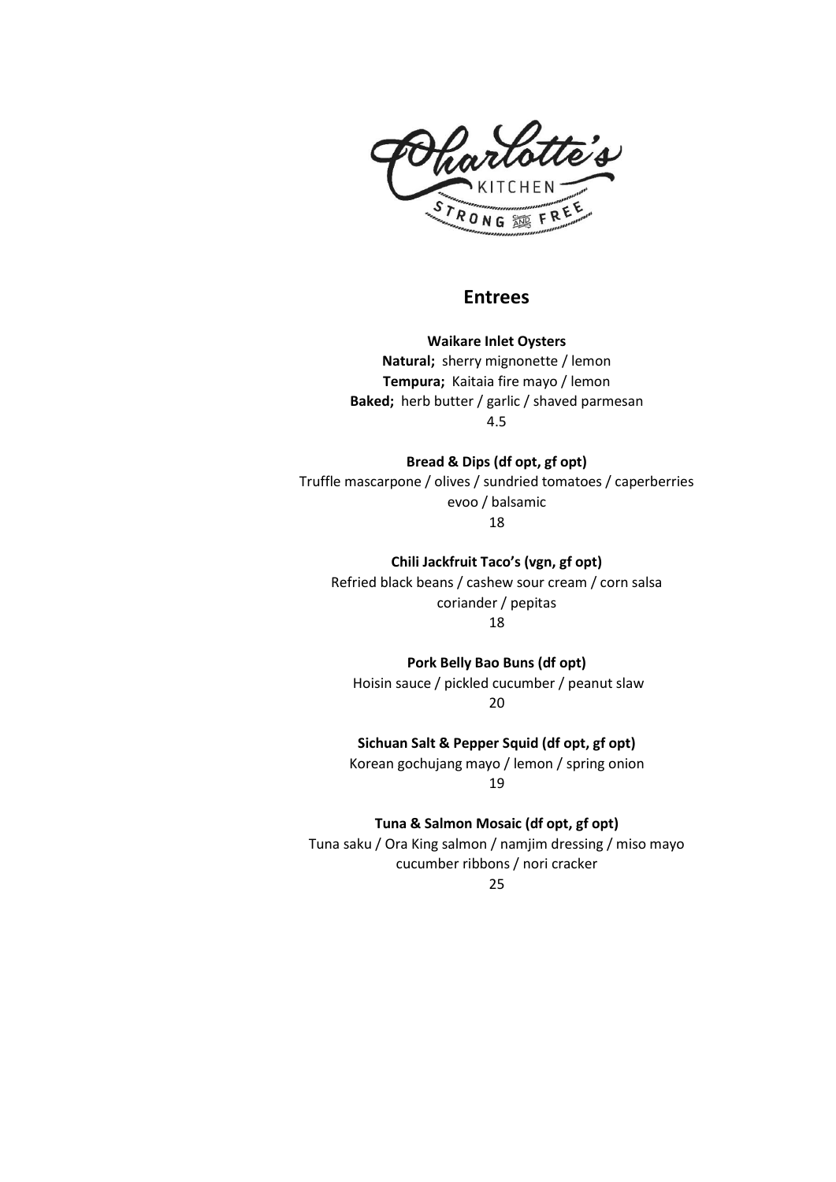Charlotte's KITCHEN STRONG AND FREE

## Entrees

**Waikare Inlet Oysters**
**Natural;** sherry mignonette / lemon
**Tempura;** Kaitaia fire mayo / lemon
**Baked;** herb butter / garlic / shaved parmesan
4.5

**Bread & Dips (df opt, gf opt)**
Truffle mascarpone / olives / sundried tomatoes / caperberries
evoo / balsamic
18

**Chili Jackfruit Taco's (vgn, gf opt)**
Refried black beans / cashew sour cream / corn salsa
coriander / pepitas
18

**Pork Belly Bao Buns (df opt)**
Hoisin sauce / pickled cucumber / peanut slaw
20

**Sichuan Salt & Pepper Squid (df opt, gf opt)**
Korean gochujang mayo / lemon / spring onion
19

**Tuna & Salmon Mosaic (df opt, gf opt)**
Tuna saku / Ora King salmon / namjim dressing / miso mayo
cucumber ribbons / nori cracker
25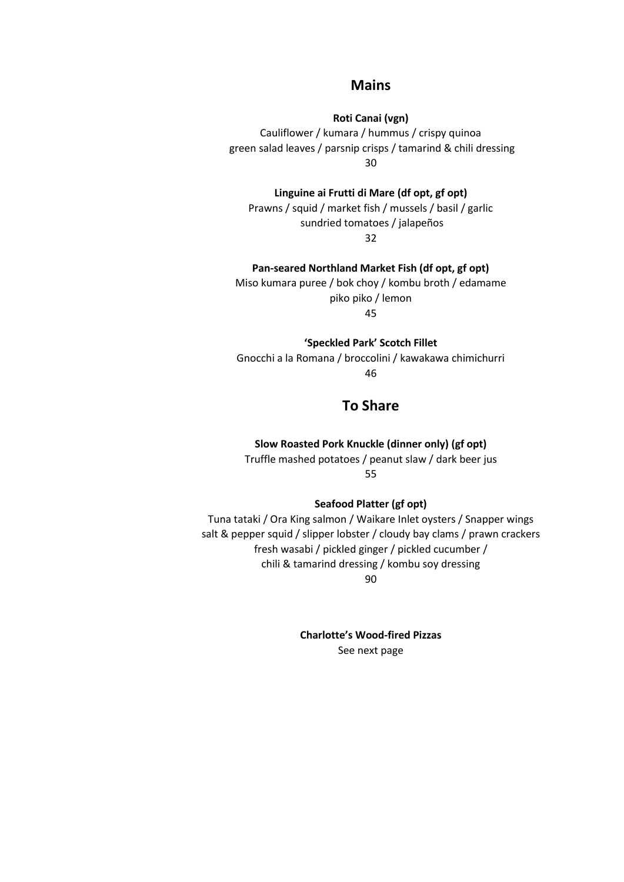## Mains

**Roti Canai (vgn)**

Cauliflower / kumara / hummus / crispy quinoa
green salad leaves / parsnip crisps / tamarind & chili dressing
30

**Linguine ai Frutti di Mare (df opt, gf opt)**

Prawns / squid / market fish / mussels / basil / garlic
sundried tomatoes / jalapeños
32

**Pan-seared Northland Market Fish (df opt, gf opt)**

Miso kumara puree / bok choy / kombu broth / edamame
piko piko / lemon
45

**'Speckled Park' Scotch Fillet**

Gnocchi a la Romana / broccolini / kawakawa chimichurri
46

## To Share

**Slow Roasted Pork Knuckle (dinner only) (gf opt)**

Truffle mashed potatoes / peanut slaw / dark beer jus
55

**Seafood Platter (gf opt)**

Tuna tataki / Ora King salmon / Waikare Inlet oysters / Snapper wings
salt & pepper squid / slipper lobster / cloudy bay clams / prawn crackers
fresh wasabi / pickled ginger / pickled cucumber /
chili & tamarind dressing / kombu soy dressing
90

**Charlotte's Wood-fired Pizzas**

See next page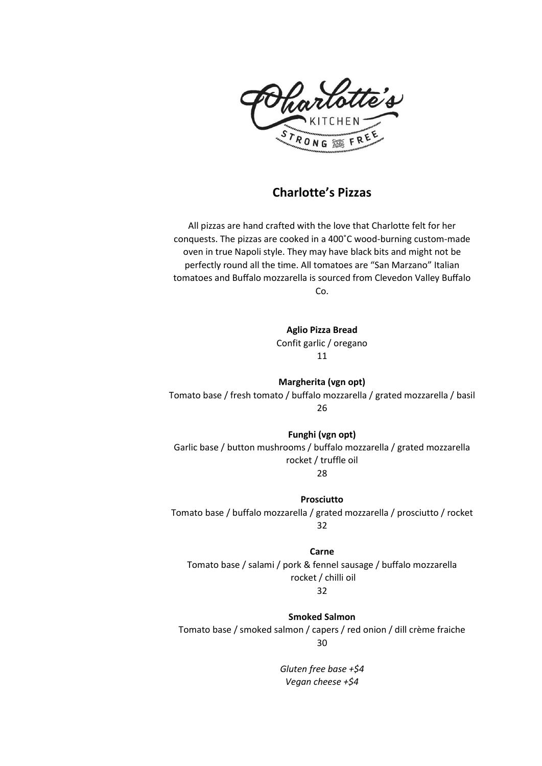Charlotte's KITCHEN STRONG AND FREE

## Charlotte's Pizzas

All pizzas are hand crafted with the love that Charlotte felt for her conquests. The pizzas are cooked in a 400˚C wood-burning custom-made oven in true Napoli style. They may have black bits and might not be perfectly round all the time. All tomatoes are "San Marzano" Italian tomatoes and Buffalo mozzarella is sourced from Clevedon Valley Buffalo Co.

**Aglio Pizza Bread**
Confit garlic / oregano
11

**Margherita (vgn opt)**
Tomato base / fresh tomato / buffalo mozzarella / grated mozzarella / basil
26

**Funghi (vgn opt)**
Garlic base / button mushrooms / buffalo mozzarella / grated mozzarella rocket / truffle oil
28

**Prosciutto**
Tomato base / buffalo mozzarella / grated mozzarella / prosciutto / rocket
32

**Carne**
Tomato base / salami / pork & fennel sausage / buffalo mozzarella rocket / chilli oil
32

**Smoked Salmon**
Tomato base / smoked salmon / capers / red onion / dill crème fraiche
30

*Gluten free base +$4*
*Vegan cheese +$4*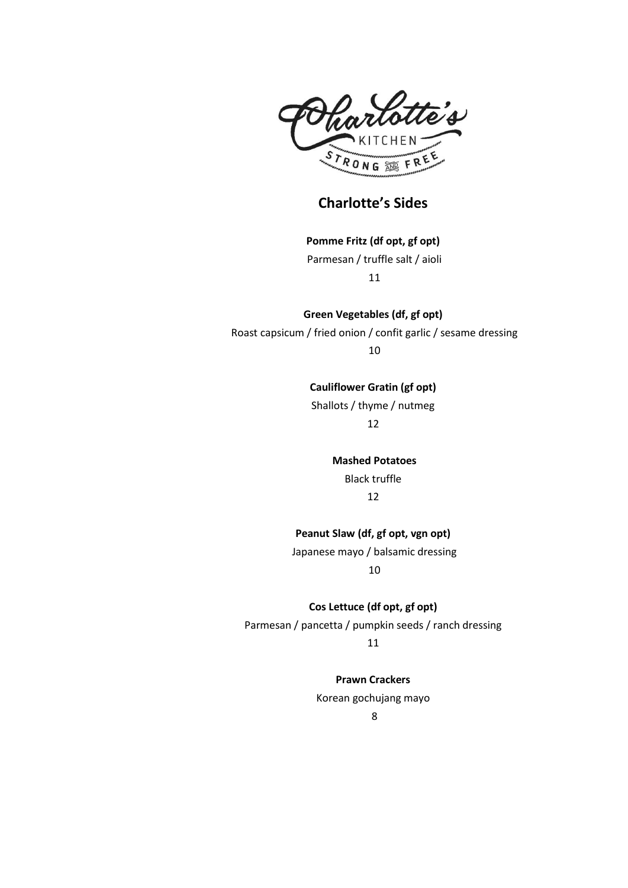Charlotte's KITCHEN STRONG AND FREE

# Charlotte's Sides

**Pomme Fritz (df opt, gf opt)**

Parmesan / truffle salt / aioli

11

**Green Vegetables (df, gf opt)**

Roast capsicum / fried onion / confit garlic / sesame dressing

10

**Cauliflower Gratin (gf opt)**

Shallots / thyme / nutmeg

12

**Mashed Potatoes**

Black truffle

12

**Peanut Slaw (df, gf opt, vgn opt)**

Japanese mayo / balsamic dressing

10

**Cos Lettuce (df opt, gf opt)**

Parmesan / pancetta / pumpkin seeds / ranch dressing

11

**Prawn Crackers**

Korean gochujang mayo

8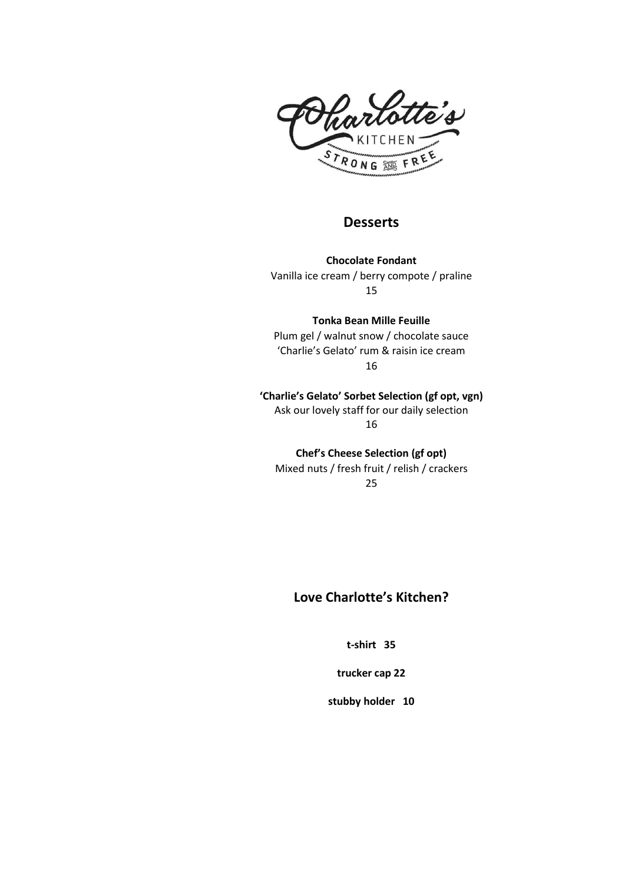Charlotte's KITCHEN STRONG AND FREE

## Desserts

**Chocolate Fondant**
Vanilla ice cream / berry compote / praline
15

**Tonka Bean Mille Feuille**
Plum gel / walnut snow / chocolate sauce
'Charlie's Gelato' rum & raisin ice cream
16

**'Charlie's Gelato' Sorbet Selection (gf opt, vgn)**
Ask our lovely staff for our daily selection
16

**Chef's Cheese Selection (gf opt)**
Mixed nuts / fresh fruit / relish / crackers
25

## Love Charlotte's Kitchen?

**t-shirt 35**

**trucker cap 22**

**stubby holder 10**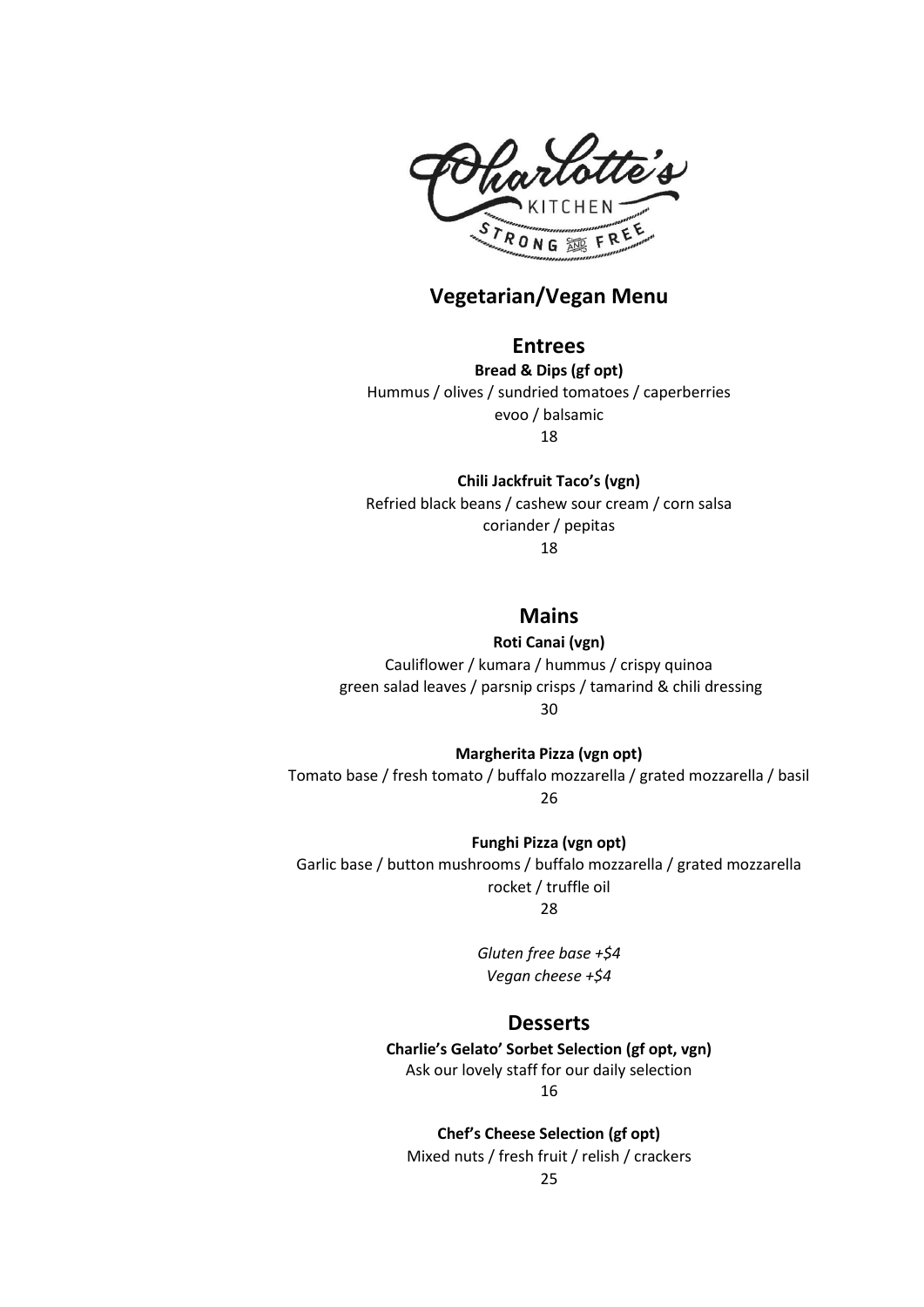Charlotte's KITCHEN STRONG AND FREE

# Vegetarian/Vegan Menu

## Entrees

**Bread & Dips (gf opt)**
Hummus / olives / sundried tomatoes / caperberries
evoo / balsamic
18

**Chili Jackfruit Taco's (vgn)**
Refried black beans / cashew sour cream / corn salsa
coriander / pepitas
18

## Mains

**Roti Canai (vgn)**
Cauliflower / kumara / hummus / crispy quinoa
green salad leaves / parsnip crisps / tamarind & chili dressing
30

**Margherita Pizza (vgn opt)**
Tomato base / fresh tomato / buffalo mozzarella / grated mozzarella / basil
26

**Funghi Pizza (vgn opt)**
Garlic base / button mushrooms / buffalo mozzarella / grated mozzarella
rocket / truffle oil
28

*Gluten free base +$4*
*Vegan cheese +$4*

## Desserts

**Charlie's Gelato' Sorbet Selection (gf opt, vgn)**
Ask our lovely staff for our daily selection
16

**Chef's Cheese Selection (gf opt)**
Mixed nuts / fresh fruit / relish / crackers
25